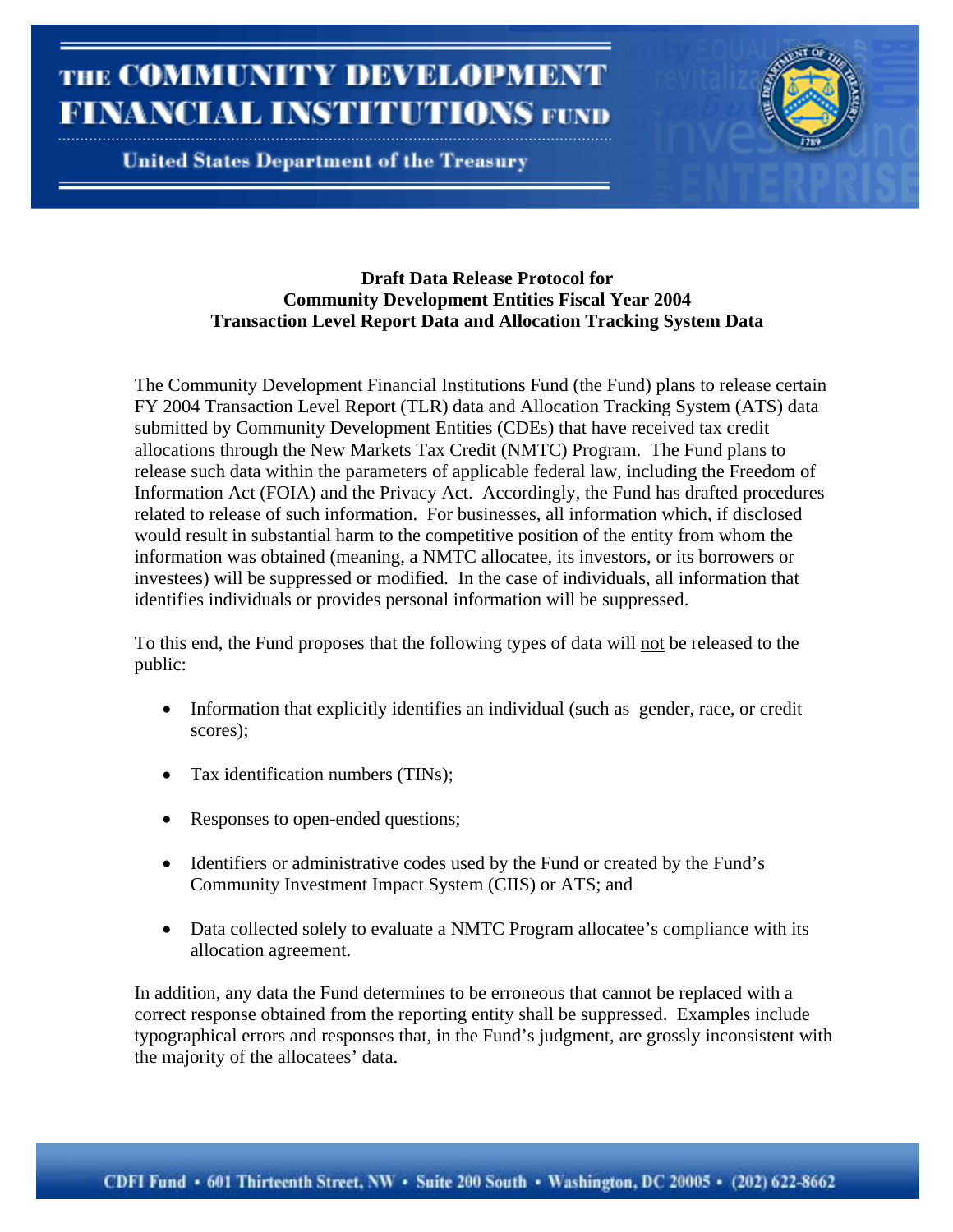# Draft Data Release Protocol for Community Development Entities Fiscal Year 2004 Transaction Level Report Data and Allocation Tracking System Data

The Community Development Financial Institutions Fund (the Fund) plans to release certain FY 2004 Transaction Level Report (TLR) data and Allocation Tracking System (ATS) data submitted by Community Development Entities (CDEs) that have received tax credit allocations through the New Markets Tax Credit (NMTC) Program. The Fund plans to release such data within the parameters of applicable federal law, including the Freedom of Information Act (FOIA) and the Privacy Act. Accordingly, the Fund has drafted procedures related to release of such information. For businesses, all information which, if disclosed would result in substantial harm to the competitive position of the entity from whom the information was obtained (meaning, a NMTC allocatee, its investors, or its borrowers or investees) will be suppressed or modified. In the case of individuals, all information that identifies individuals or provides personal information will be suppressed.

To this end, the Fund proposes that the following types of data will not be released to the public:

- Information that explicitly identifies an individual (such as gender, race, or credit scores);
- Tax identification numbers (TINs);
- Responses to open-ended questions;
- Identifiers or administrative codes used by the Fund or created by the Fund's Community Investment Impact System (CIIS) or ATS; and
- Data collected solely to evaluate a NMTC Program allocatee's compliance with its allocation agreement.

In addition, any data the Fund determines to be erroneous that cannot be replaced with a correct response obtained from the reporting entity shall be suppressed. Examples include typographical errors and responses that, in the Fund's judgment, are grossly inconsistent with the majority of the allocatees' data.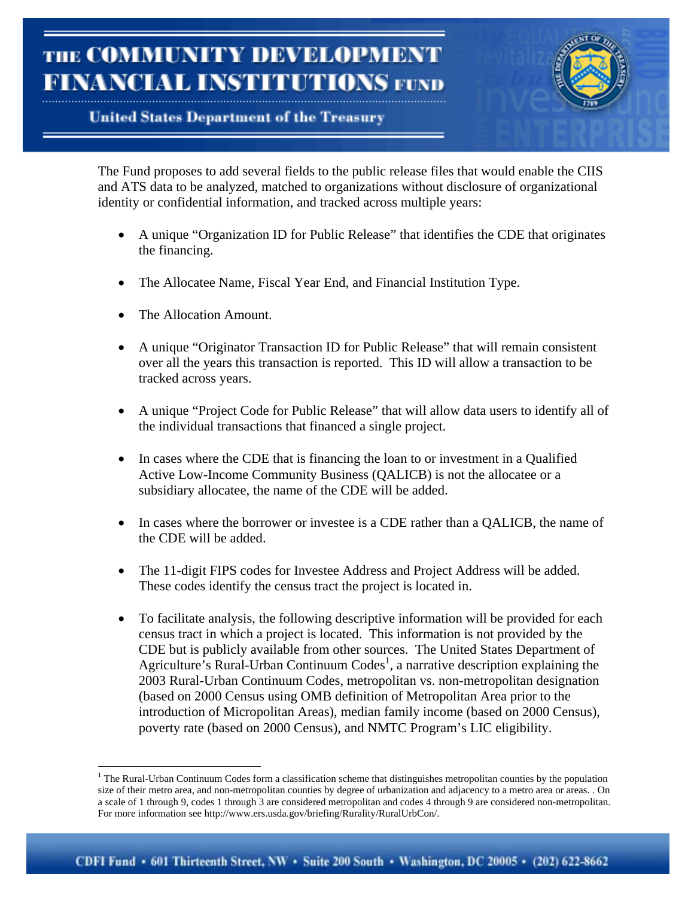The Fund proposes to add several fields to the public release files that would enable the CIIS and ATS data to be analyzed, matched to organizations without disclosure of organizational identity or confidential information, and tracked across multiple years:

- A unique “Organization ID for Public Release” that identifies the CDE that originates the financing.
- The Allocatee Name, Fiscal Year End, and Financial Institution Type.
- The Allocation Amount.
- A unique “Originator Transaction ID for Public Release” that will remain consistent over all the years this transaction is reported. This ID will allow a transaction to be tracked across years.
- A unique “Project Code for Public Release” that will allow data users to identify all of the individual transactions that financed a single project.
- In cases where the CDE that is financing the loan to or investment in a Qualified Active Low-Income Community Business (QALICB) is not the allocatee or a subsidiary allocatee, the name of the CDE will be added.
- In cases where the borrower or investee is a CDE rather than a QALICB, the name of the CDE will be added.
- The 11-digit FIPS codes for Investee Address and Project Address will be added. These codes identify the census tract the project is located in.
- To facilitate analysis, the following descriptive information will be provided for each census tract in which a project is located. This information is not provided by the CDE but is publicly available from other sources. The United States Department of Agriculture’s Rural-Urban Continuum Codes[1], a narrative description explaining the 2003 Rural-Urban Continuum Codes, metropolitan vs. non-metropolitan designation (based on 2000 Census using OMB definition of Metropolitan Area prior to the introduction of Micropolitan Areas), median family income (based on 2000 Census), poverty rate (based on 2000 Census), and NMTC Program’s LIC eligibility.

[1] The Rural-Urban Continuum Codes form a classification scheme that distinguishes metropolitan counties by the population size of their metro area, and non-metropolitan counties by degree of urbanization and adjacency to a metro area or areas. . On a scale of 1 through 9, codes 1 through 3 are considered metropolitan and codes 4 through 9 are considered non-metropolitan. For more information see http://www.ers.usda.gov/briefing/Rurality/RuralUrbCon/.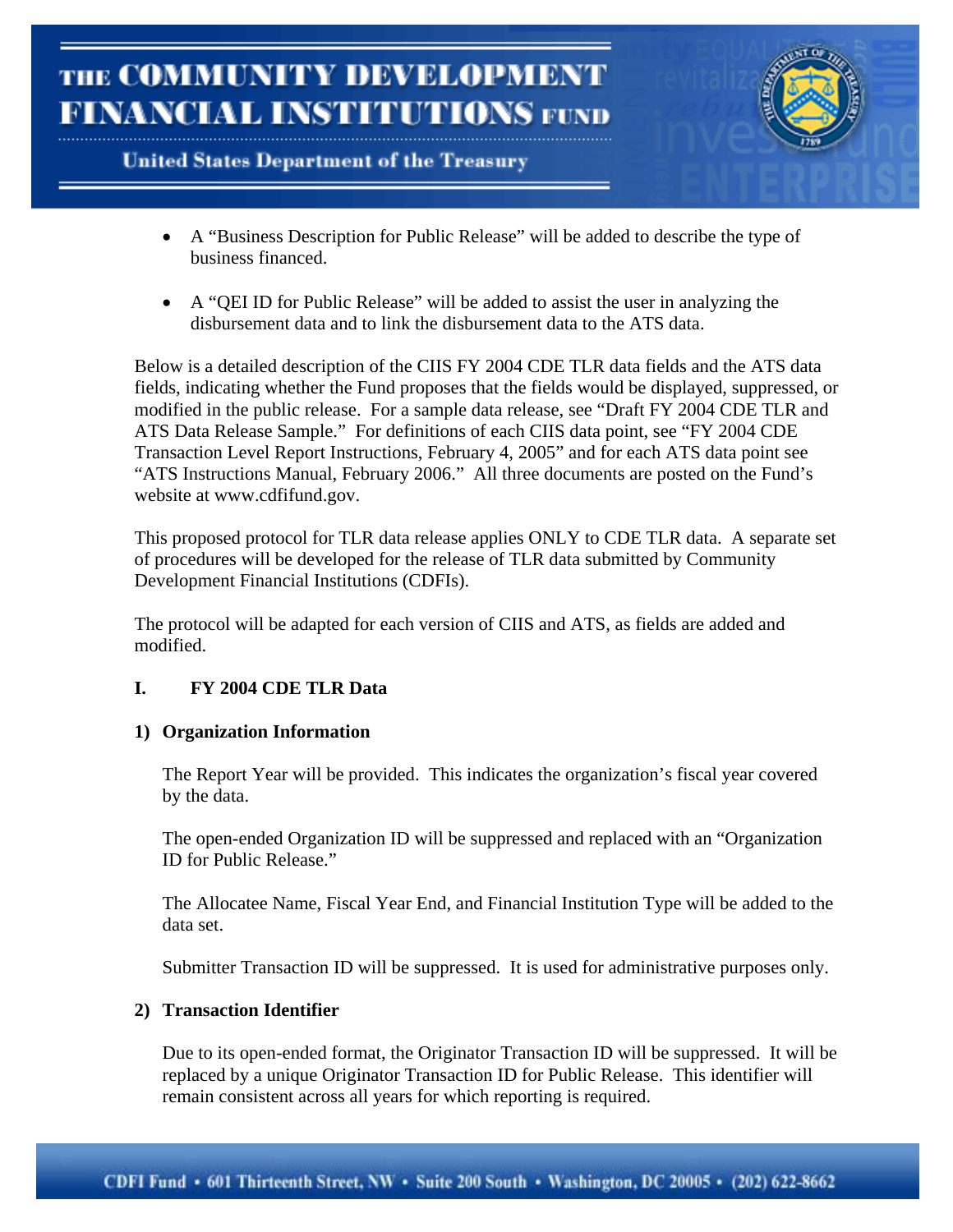- A "Business Description for Public Release" will be added to describe the type of business financed.

- A "QEI ID for Public Release" will be added to assist the user in analyzing the disbursement data and to link the disbursement data to the ATS data.

Below is a detailed description of the CIIS FY 2004 CDE TLR data fields and the ATS data fields, indicating whether the Fund proposes that the fields would be displayed, suppressed, or modified in the public release. For a sample data release, see "Draft FY 2004 CDE TLR and ATS Data Release Sample." For definitions of each CIIS data point, see "FY 2004 CDE Transaction Level Report Instructions, February 4, 2005" and for each ATS data point see "ATS Instructions Manual, February 2006." All three documents are posted on the Fund's website at www.cdfifund.gov.

This proposed protocol for TLR data release applies ONLY to CDE TLR data. A separate set of procedures will be developed for the release of TLR data submitted by Community Development Financial Institutions (CDFIs).

The protocol will be adapted for each version of CIIS and ATS, as fields are added and modified.

## I. FY 2004 CDE TLR Data

### 1) Organization Information

The Report Year will be provided. This indicates the organization's fiscal year covered by the data.

The open-ended Organization ID will be suppressed and replaced with an "Organization ID for Public Release."

The Allocatee Name, Fiscal Year End, and Financial Institution Type will be added to the data set.

Submitter Transaction ID will be suppressed. It is used for administrative purposes only.

### 2) Transaction Identifier

Due to its open-ended format, the Originator Transaction ID will be suppressed. It will be replaced by a unique Originator Transaction ID for Public Release. This identifier will remain consistent across all years for which reporting is required.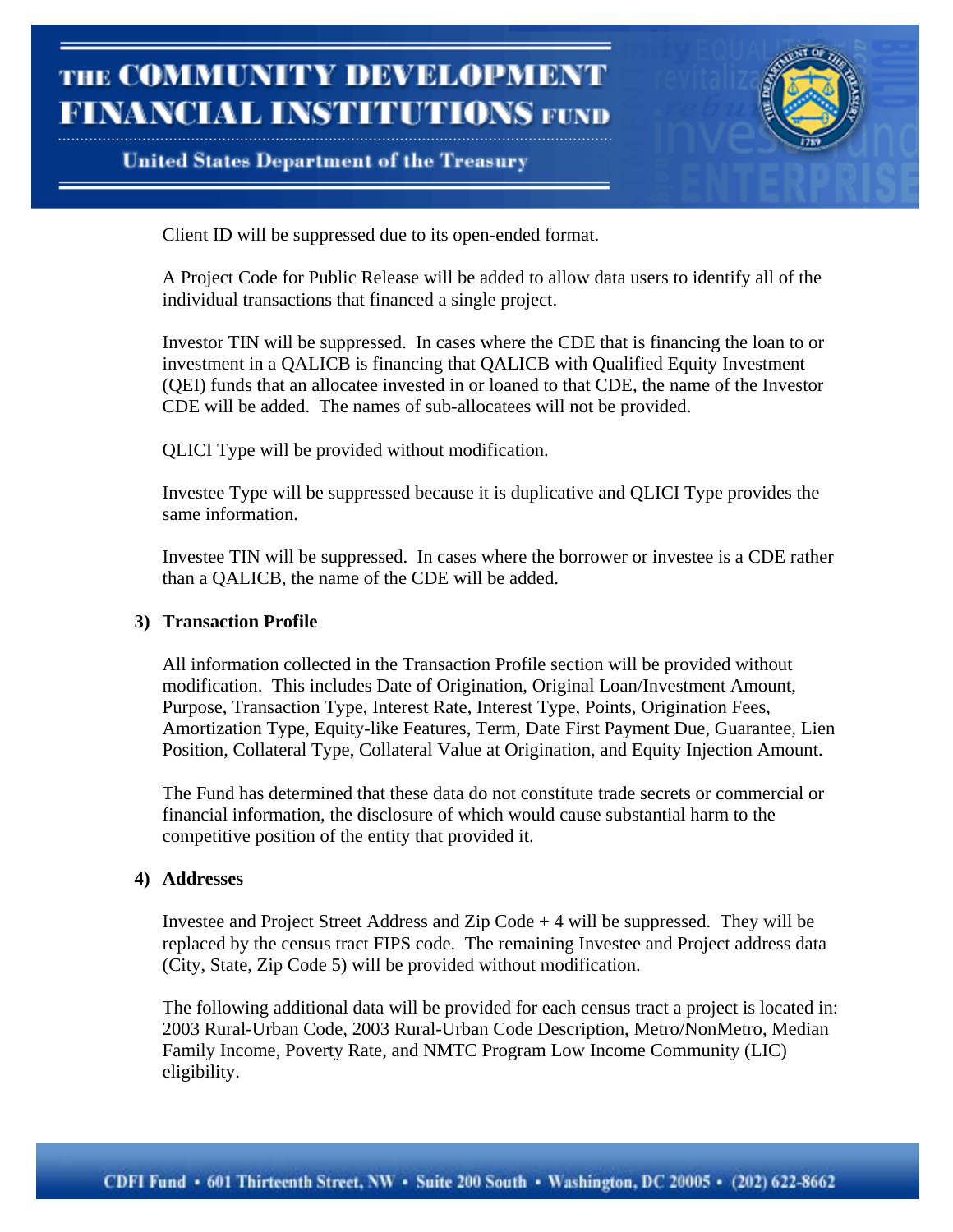Client ID will be suppressed due to its open-ended format.

A Project Code for Public Release will be added to allow data users to identify all of the individual transactions that financed a single project.

Investor TIN will be suppressed. In cases where the CDE that is financing the loan to or investment in a QALICB is financing that QALICB with Qualified Equity Investment (QEI) funds that an allocatee invested in or loaned to that CDE, the name of the Investor CDE will be added. The names of sub-allocatees will not be provided.

QLICI Type will be provided without modification.

Investee Type will be suppressed because it is duplicative and QLICI Type provides the same information.

Investee TIN will be suppressed. In cases where the borrower or investee is a CDE rather than a QALICB, the name of the CDE will be added.

**3) Transaction Profile**

All information collected in the Transaction Profile section will be provided without modification. This includes Date of Origination, Original Loan/Investment Amount, Purpose, Transaction Type, Interest Rate, Interest Type, Points, Origination Fees, Amortization Type, Equity-like Features, Term, Date First Payment Due, Guarantee, Lien Position, Collateral Type, Collateral Value at Origination, and Equity Injection Amount.

The Fund has determined that these data do not constitute trade secrets or commercial or financial information, the disclosure of which would cause substantial harm to the competitive position of the entity that provided it.

**4) Addresses**

Investee and Project Street Address and Zip Code + 4 will be suppressed. They will be replaced by the census tract FIPS code. The remaining Investee and Project address data (City, State, Zip Code 5) will be provided without modification.

The following additional data will be provided for each census tract a project is located in: 2003 Rural-Urban Code, 2003 Rural-Urban Code Description, Metro/NonMetro, Median Family Income, Poverty Rate, and NMTC Program Low Income Community (LIC) eligibility.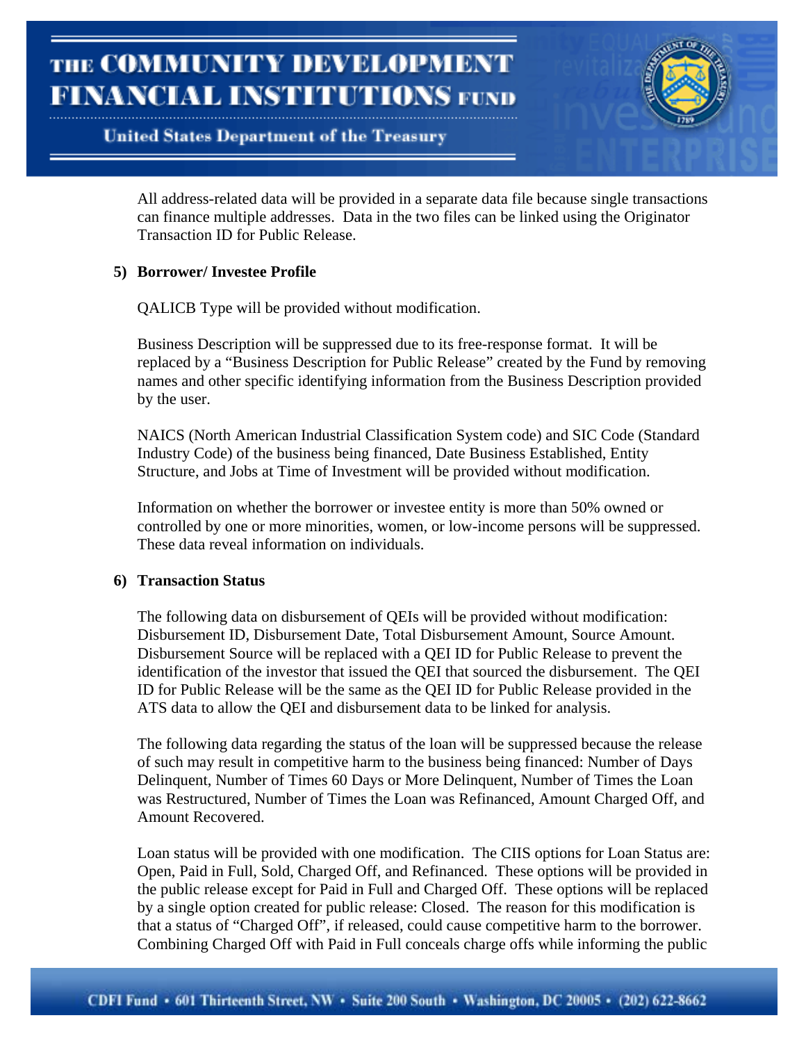All address-related data will be provided in a separate data file because single transactions can finance multiple addresses. Data in the two files can be linked using the Originator Transaction ID for Public Release.

**5) Borrower/ Investee Profile**

QALICB Type will be provided without modification.

Business Description will be suppressed due to its free-response format. It will be replaced by a "Business Description for Public Release" created by the Fund by removing names and other specific identifying information from the Business Description provided by the user.

NAICS (North American Industrial Classification System code) and SIC Code (Standard Industry Code) of the business being financed, Date Business Established, Entity Structure, and Jobs at Time of Investment will be provided without modification.

Information on whether the borrower or investee entity is more than 50% owned or controlled by one or more minorities, women, or low-income persons will be suppressed. These data reveal information on individuals.

**6) Transaction Status**

The following data on disbursement of QEIs will be provided without modification: Disbursement ID, Disbursement Date, Total Disbursement Amount, Source Amount. Disbursement Source will be replaced with a QEI ID for Public Release to prevent the identification of the investor that issued the QEI that sourced the disbursement. The QEI ID for Public Release will be the same as the QEI ID for Public Release provided in the ATS data to allow the QEI and disbursement data to be linked for analysis.

The following data regarding the status of the loan will be suppressed because the release of such may result in competitive harm to the business being financed: Number of Days Delinquent, Number of Times 60 Days or More Delinquent, Number of Times the Loan was Restructured, Number of Times the Loan was Refinanced, Amount Charged Off, and Amount Recovered.

Loan status will be provided with one modification. The CIIS options for Loan Status are: Open, Paid in Full, Sold, Charged Off, and Refinanced. These options will be provided in the public release except for Paid in Full and Charged Off. These options will be replaced by a single option created for public release: Closed. The reason for this modification is that a status of "Charged Off", if released, could cause competitive harm to the borrower. Combining Charged Off with Paid in Full conceals charge offs while informing the public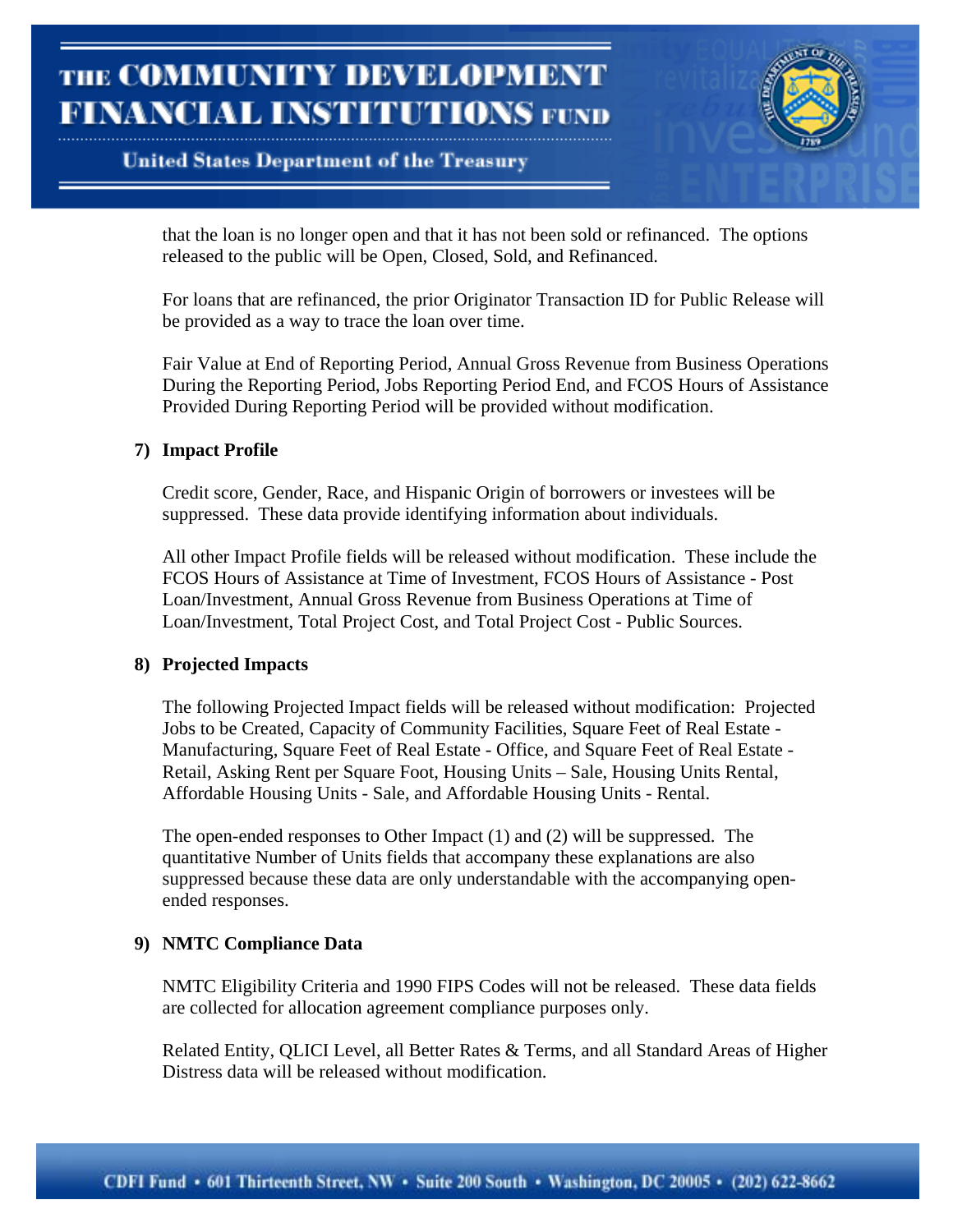that the loan is no longer open and that it has not been sold or refinanced. The options released to the public will be Open, Closed, Sold, and Refinanced.

For loans that are refinanced, the prior Originator Transaction ID for Public Release will be provided as a way to trace the loan over time.

Fair Value at End of Reporting Period, Annual Gross Revenue from Business Operations During the Reporting Period, Jobs Reporting Period End, and FCOS Hours of Assistance Provided During Reporting Period will be provided without modification.

**7) Impact Profile**

Credit score, Gender, Race, and Hispanic Origin of borrowers or investees will be suppressed. These data provide identifying information about individuals.

All other Impact Profile fields will be released without modification. These include the FCOS Hours of Assistance at Time of Investment, FCOS Hours of Assistance - Post Loan/Investment, Annual Gross Revenue from Business Operations at Time of Loan/Investment, Total Project Cost, and Total Project Cost - Public Sources.

**8) Projected Impacts**

The following Projected Impact fields will be released without modification: Projected Jobs to be Created, Capacity of Community Facilities, Square Feet of Real Estate - Manufacturing, Square Feet of Real Estate - Office, and Square Feet of Real Estate - Retail, Asking Rent per Square Foot, Housing Units – Sale, Housing Units Rental, Affordable Housing Units - Sale, and Affordable Housing Units - Rental.

The open-ended responses to Other Impact (1) and (2) will be suppressed. The quantitative Number of Units fields that accompany these explanations are also suppressed because these data are only understandable with the accompanying open-ended responses.

**9) NMTC Compliance Data**

NMTC Eligibility Criteria and 1990 FIPS Codes will not be released. These data fields are collected for allocation agreement compliance purposes only.

Related Entity, QLICI Level, all Better Rates & Terms, and all Standard Areas of Higher Distress data will be released without modification.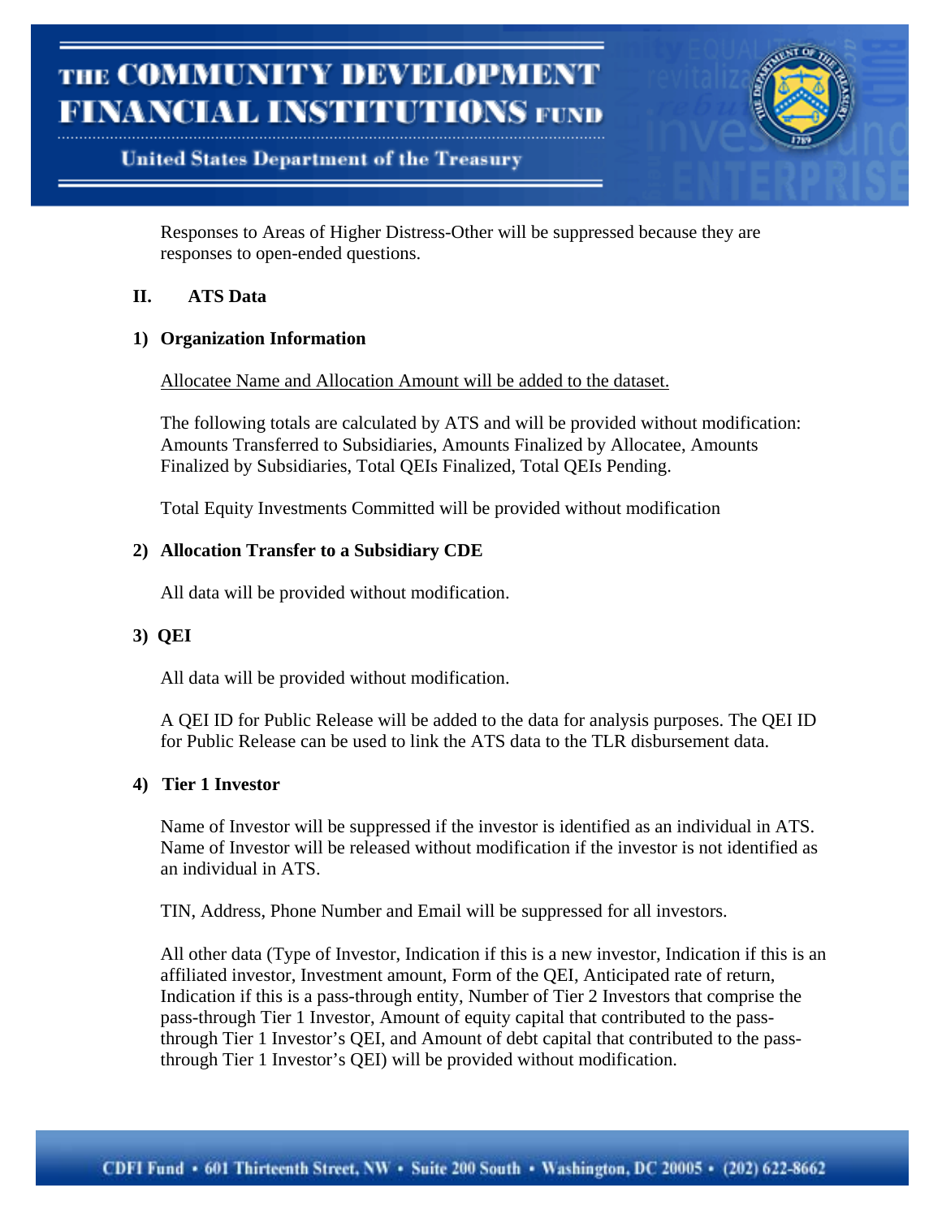Responses to Areas of Higher Distress-Other will be suppressed because they are responses to open-ended questions.

## II. ATS Data

### 1) Organization Information

<u>Allocatee Name and Allocation Amount will be added to the dataset.</u>

The following totals are calculated by ATS and will be provided without modification: Amounts Transferred to Subsidiaries, Amounts Finalized by Allocatee, Amounts Finalized by Subsidiaries, Total QEIs Finalized, Total QEIs Pending.

Total Equity Investments Committed will be provided without modification

### 2) Allocation Transfer to a Subsidiary CDE

All data will be provided without modification.

### 3) QEI

All data will be provided without modification.

A QEI ID for Public Release will be added to the data for analysis purposes. The QEI ID for Public Release can be used to link the ATS data to the TLR disbursement data.

### 4) Tier 1 Investor

Name of Investor will be suppressed if the investor is identified as an individual in ATS. Name of Investor will be released without modification if the investor is not identified as an individual in ATS.

TIN, Address, Phone Number and Email will be suppressed for all investors.

All other data (Type of Investor, Indication if this is a new investor, Indication if this is an affiliated investor, Investment amount, Form of the QEI, Anticipated rate of return, Indication if this is a pass-through entity, Number of Tier 2 Investors that comprise the pass-through Tier 1 Investor, Amount of equity capital that contributed to the pass-through Tier 1 Investor's QEI, and Amount of debt capital that contributed to the pass-through Tier 1 Investor's QEI) will be provided without modification.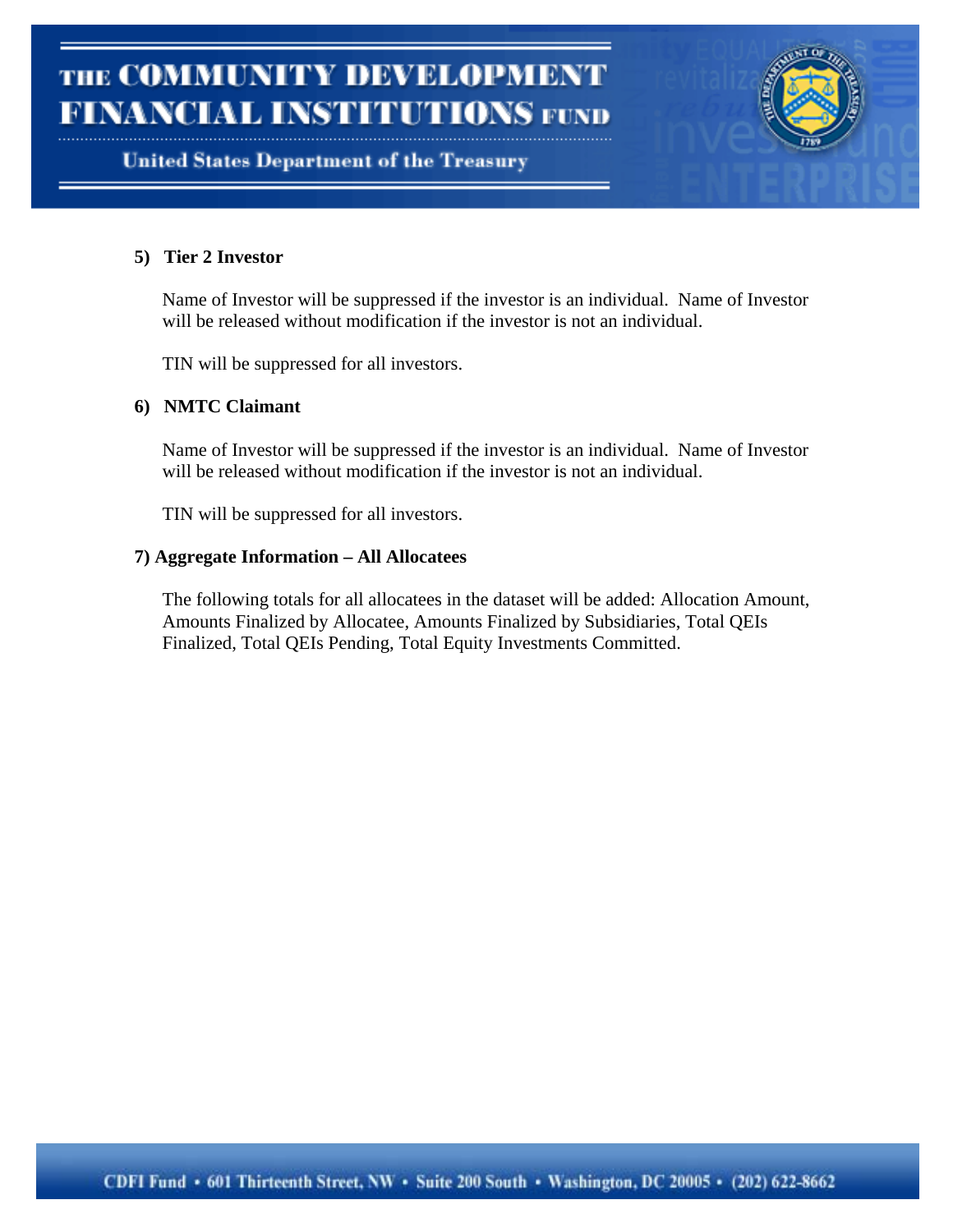**5) Tier 2 Investor**

Name of Investor will be suppressed if the investor is an individual. Name of Investor will be released without modification if the investor is not an individual.

TIN will be suppressed for all investors.

**6) NMTC Claimant**

Name of Investor will be suppressed if the investor is an individual. Name of Investor will be released without modification if the investor is not an individual.

TIN will be suppressed for all investors.

**7) Aggregate Information – All Allocatees**

The following totals for all allocatees in the dataset will be added: Allocation Amount, Amounts Finalized by Allocatee, Amounts Finalized by Subsidiaries, Total QEIs Finalized, Total QEIs Pending, Total Equity Investments Committed.